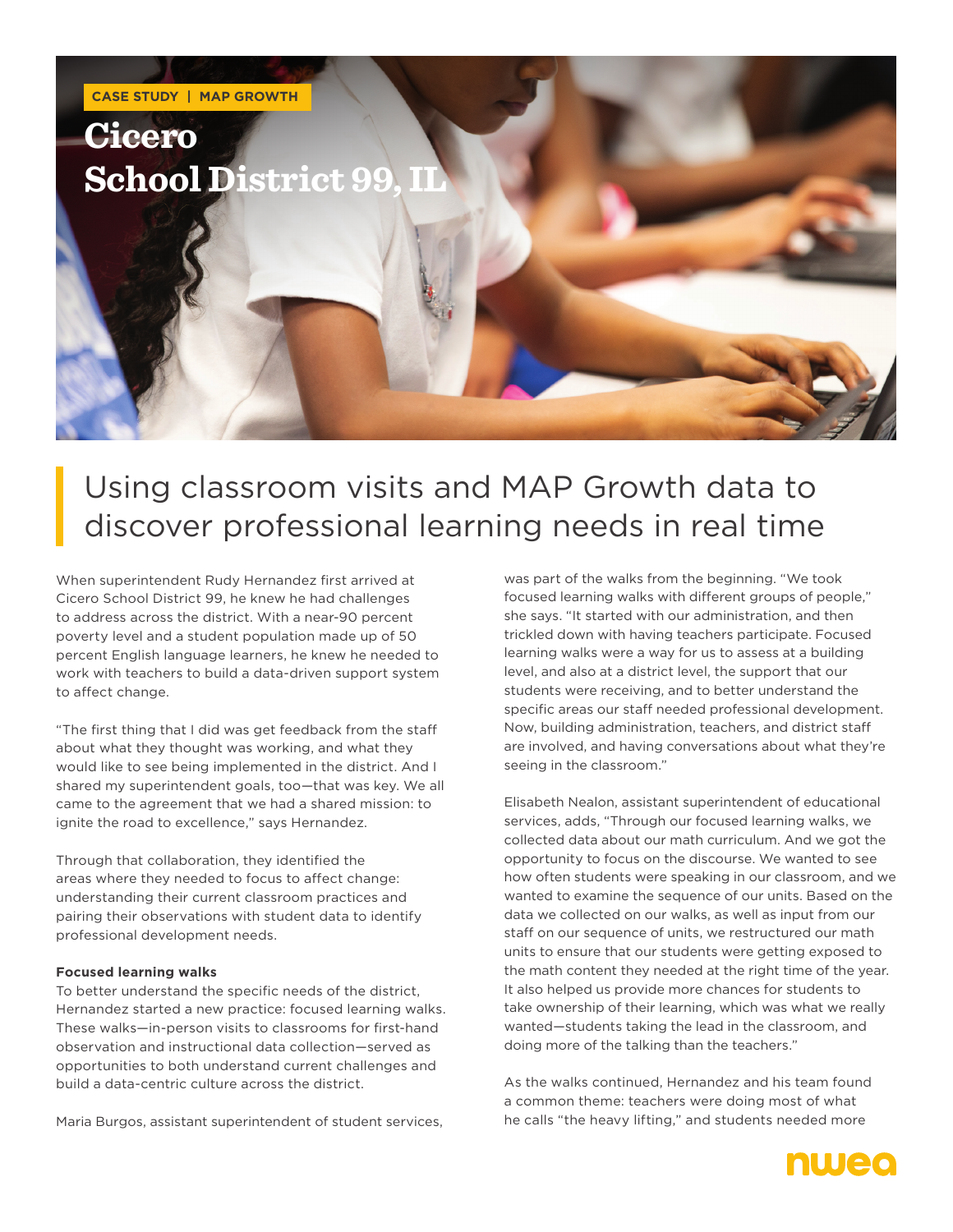CASE STUDY | MAP GROWTH

# Cicero School District 99, IL

## Using classroom visits and MAP Growth data to discover professional learning needs in real time

When superintendent Rudy Hernandez first arrived at Cicero School District 99, he knew he had challenges to address across the district. With a near-90 percent poverty level and a student population made up of 50 percent English language learners, he knew he needed to work with teachers to build a data-driven support system to affect change.

"The first thing that I did was get feedback from the staff about what they thought was working, and what they would like to see being implemented in the district. And I shared my superintendent goals, too—that was key. We all came to the agreement that we had a shared mission: to ignite the road to excellence," says Hernandez.

Through that collaboration, they identified the areas where they needed to focus to affect change: understanding their current classroom practices and pairing their observations with student data to identify professional development needs.

**Focused learning walks**

To better understand the specific needs of the district, Hernandez started a new practice: focused learning walks. These walks—in-person visits to classrooms for first-hand observation and instructional data collection—served as opportunities to both understand current challenges and build a data-centric culture across the district.

Maria Burgos, assistant superintendent of student services, was part of the walks from the beginning. "We took focused learning walks with different groups of people," she says. "It started with our administration, and then trickled down with having teachers participate. Focused learning walks were a way for us to assess at a building level, and also at a district level, the support that our students were receiving, and to better understand the specific areas our staff needed professional development. Now, building administration, teachers, and district staff are involved, and having conversations about what they're seeing in the classroom."

Elisabeth Nealon, assistant superintendent of educational services, adds, "Through our focused learning walks, we collected data about our math curriculum. And we got the opportunity to focus on the discourse. We wanted to see how often students were speaking in our classroom, and we wanted to examine the sequence of our units. Based on the data we collected on our walks, as well as input from our staff on our sequence of units, we restructured our math units to ensure that our students were getting exposed to the math content they needed at the right time of the year. It also helped us provide more chances for students to take ownership of their learning, which was what we really wanted—students taking the lead in the classroom, and doing more of the talking than the teachers."

As the walks continued, Hernandez and his team found a common theme: teachers were doing most of what he calls "the heavy lifting," and students needed more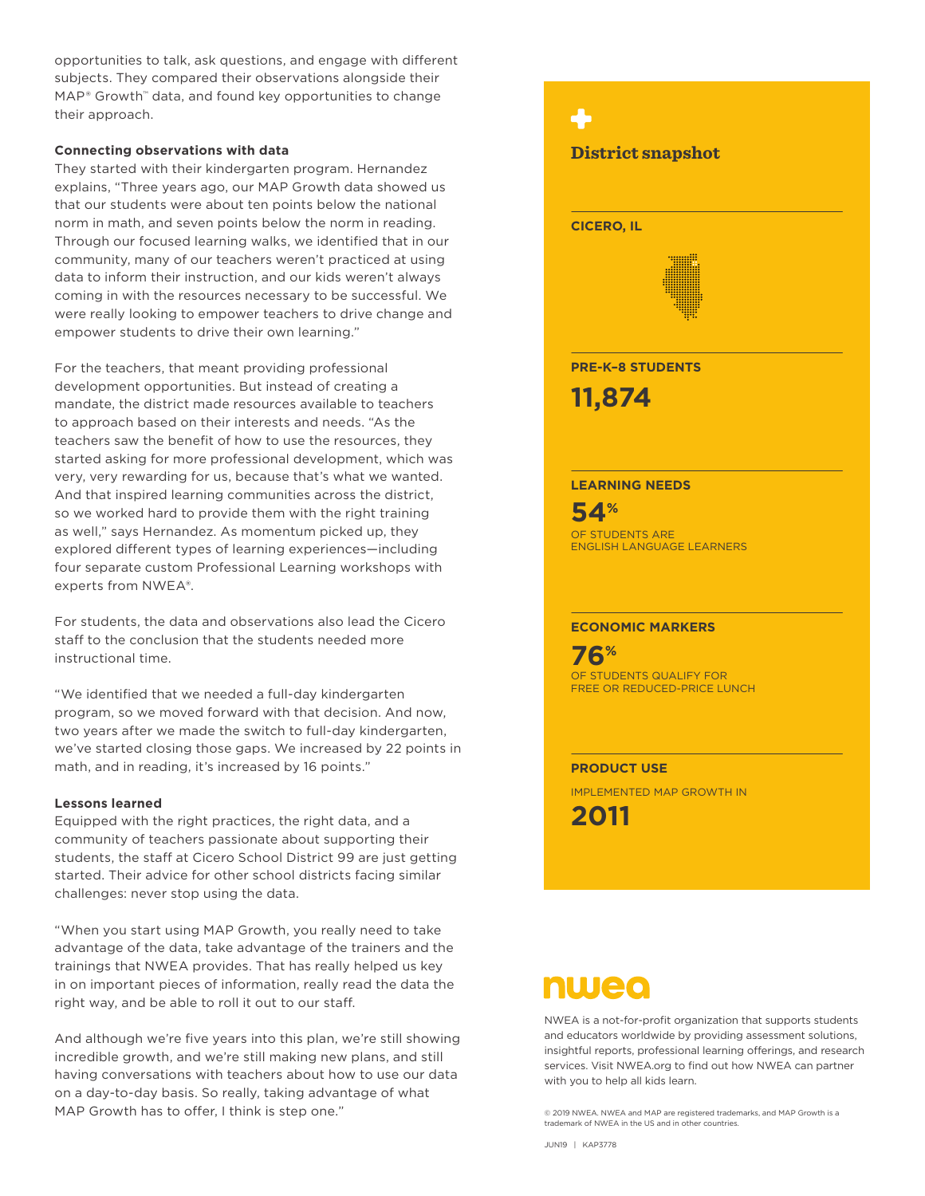opportunities to talk, ask questions, and engage with different subjects. They compared their observations alongside their MAP® Growth™ data, and found key opportunities to change their approach.

**Connecting observations with data**

They started with their kindergarten program. Hernandez explains, "Three years ago, our MAP Growth data showed us that our students were about ten points below the national norm in math, and seven points below the norm in reading. Through our focused learning walks, we identified that in our community, many of our teachers weren't practiced at using data to inform their instruction, and our kids weren't always coming in with the resources necessary to be successful. We were really looking to empower teachers to drive change and empower students to drive their own learning."

For the teachers, that meant providing professional development opportunities. But instead of creating a mandate, the district made resources available to teachers to approach based on their interests and needs. "As the teachers saw the benefit of how to use the resources, they started asking for more professional development, which was very, very rewarding for us, because that's what we wanted. And that inspired learning communities across the district, so we worked hard to provide them with the right training as well," says Hernandez. As momentum picked up, they explored different types of learning experiences—including four separate custom Professional Learning workshops with experts from NWEA®.

For students, the data and observations also lead the Cicero staff to the conclusion that the students needed more instructional time.

"We identified that we needed a full-day kindergarten program, so we moved forward with that decision. And now, two years after we made the switch to full-day kindergarten, we've started closing those gaps. We increased by 22 points in math, and in reading, it's increased by 16 points."

**Lessons learned**

Equipped with the right practices, the right data, and a community of teachers passionate about supporting their students, the staff at Cicero School District 99 are just getting started. Their advice for other school districts facing similar challenges: never stop using the data.

"When you start using MAP Growth, you really need to take advantage of the data, take advantage of the trainers and the trainings that NWEA provides. That has really helped us key in on important pieces of information, really read the data the right way, and be able to roll it out to our staff.

And although we're five years into this plan, we're still showing incredible growth, and we're still making new plans, and still having conversations with teachers about how to use our data on a day-to-day basis. So really, taking advantage of what MAP Growth has to offer, I think is step one."

## District snapshot

**CICERO, IL**

**PRE-K–8 STUDENTS**

**11,874**

**LEARNING NEEDS**

**54%**
OF STUDENTS ARE ENGLISH LANGUAGE LEARNERS

**ECONOMIC MARKERS**

**76%**
OF STUDENTS QUALIFY FOR FREE OR REDUCED-PRICE LUNCH

**PRODUCT USE**

IMPLEMENTED MAP GROWTH IN
**2011**

**nwea**

NWEA is a not-for-profit organization that supports students and educators worldwide by providing assessment solutions, insightful reports, professional learning offerings, and research services. Visit NWEA.org to find out how NWEA can partner with you to help all kids learn.

© 2019 NWEA. NWEA and MAP are registered trademarks, and MAP Growth is a trademark of NWEA in the US and in other countries.

JUN19 | KAP3778